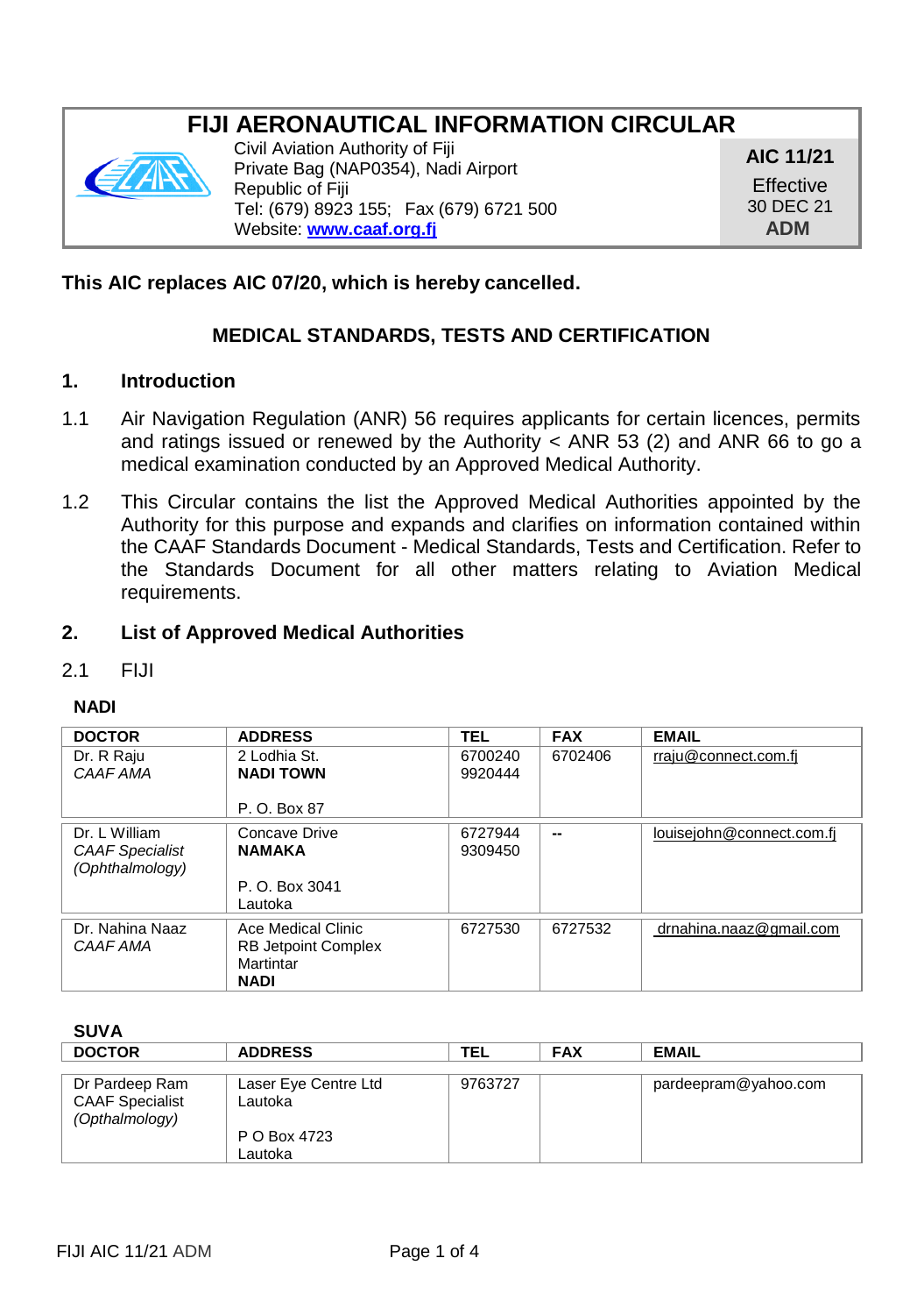# FIJI AERONAUTICAL INFORMATION CIRCULAR

Civil Aviation Authority of Fiji
Private Bag (NAP0354), Nadi Airport
Republic of Fiji
Tel: (679) 8923 155; Fax (679) 6721 500
Website: **www.caaf.org.fj**

**AIC 11/21**
Effective
30 DEC 21
**ADM**

**This AIC replaces AIC 07/20, which is hereby cancelled.**

## MEDICAL STANDARDS, TESTS AND CERTIFICATION

### 1. Introduction

1.1 Air Navigation Regulation (ANR) 56 requires applicants for certain licences, permits and ratings issued or renewed by the Authority < ANR 53 (2) and ANR 66 to go a medical examination conducted by an Approved Medical Authority.

1.2 This Circular contains the list the Approved Medical Authorities appointed by the Authority for this purpose and expands and clarifies on information contained within the CAAF Standards Document - Medical Standards, Tests and Certification. Refer to the Standards Document for all other matters relating to Aviation Medical requirements.

### 2. List of Approved Medical Authorities

2.1 FIJI

**NADI**

| DOCTOR | ADDRESS | TEL | FAX | EMAIL |
|---|---|---|---|---|
| Dr. R Raju<br>*CAAF AMA* | 2 Lodhia St.<br>**NADI TOWN**<br><br>P. O. Box 87 | 6700240<br>9920444 | 6702406 | rraju@connect.com.fj |
| Dr. L William<br>*CAAF Specialist (Ophthalmology)* | Concave Drive<br>**NAMAKA**<br><br>P. O. Box 3041<br>Lautoka | 6727944<br>9309450 | -- | louisejohn@connect.com.fj |
| Dr. Nahina Naaz<br>*CAAF AMA* | Ace Medical Clinic<br>RB Jetpoint Complex<br>Martintar<br>**NADI** | 6727530 | 6727532 | drnahina.naaz@gmail.com |

**SUVA**

| DOCTOR | ADDRESS | TEL | FAX | EMAIL |
|---|---|---|---|---|
| Dr Pardeep Ram<br>CAAF Specialist<br>*(Opthalmology)* | Laser Eye Centre Ltd<br>Lautoka<br><br>P O Box 4723<br>Lautoka | 9763727 | | pardeepram@yahoo.com |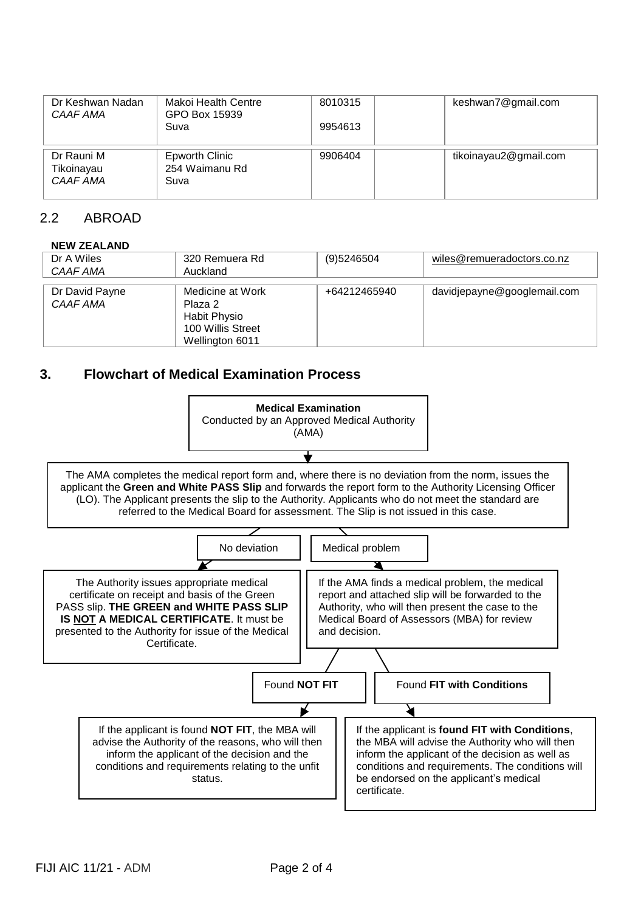| | | | | |
|---|---|---|---|---|
| Dr Keshwan Nadan<br>*CAAF AMA* | Makoi Health Centre<br>GPO Box 15939<br>Suva | 8010315<br><br>9954613 | | keshwan7@gmail.com |
| Dr Rauni M Tikoinayau<br>*CAAF AMA* | Epworth Clinic<br>254 Waimanu Rd<br>Suva | 9906404 | | tikoinayau2@gmail.com |

## 2.2 ABROAD

**NEW ZEALAND**

| | | | |
|---|---|---|---|
| Dr A Wiles<br>*CAAF AMA* | 320 Remuera Rd<br>Auckland | (9)5246504 | wiles@remueradoctors.co.nz |
| Dr David Payne<br>*CAAF AMA* | Medicine at Work<br>Plaza 2<br>Habit Physio<br>100 Willis Street<br>Wellington 6011 | +64212465940 | davidjepayne@googlemail.com |

## 3. Flowchart of Medical Examination Process

**Medical Examination**
Conducted by an Approved Medical Authority (AMA)

↓

The AMA completes the medical report form and, where there is no deviation from the norm, issues the applicant the **Green and White PASS Slip** and forwards the report form to the Authority Licensing Officer (LO). The Applicant presents the slip to the Authority. Applicants who do not meet the standard are referred to the Medical Board for assessment. The Slip is not issued in this case.

**No deviation** →

The Authority issues appropriate medical certificate on receipt and basis of the Green PASS slip. **THE GREEN and WHITE PASS SLIP IS <u>NOT</u> A MEDICAL CERTIFICATE**. It must be presented to the Authority for issue of the Medical Certificate.

**Medical problem** →

If the AMA finds a medical problem, the medical report and attached slip will be forwarded to the Authority, who will then present the case to the Medical Board of Assessors (MBA) for review and decision.

- Found **NOT FIT** →

  If the applicant is found **NOT FIT**, the MBA will advise the Authority of the reasons, who will then inform the applicant of the decision and the conditions and requirements relating to the unfit status.

- Found **FIT with Conditions** →

  If the applicant is **found FIT with Conditions**, the MBA will advise the Authority who will then inform the applicant of the decision as well as conditions and requirements. The conditions will be endorsed on the applicant's medical certificate.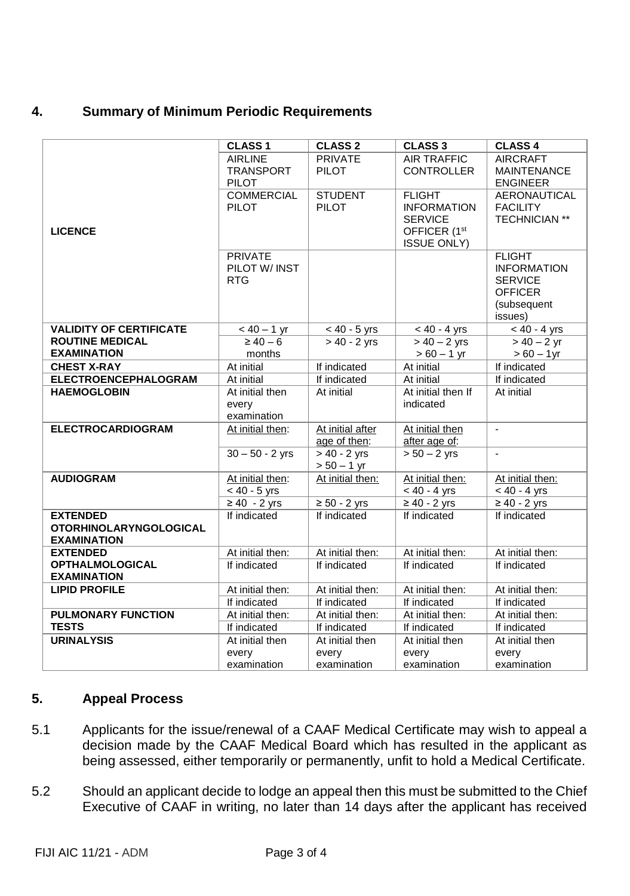## 4. Summary of Minimum Periodic Requirements

| | CLASS 1 | CLASS 2 | CLASS 3 | CLASS 4 |
|---|---|---|---|---|
| **LICENCE** | AIRLINE TRANSPORT PILOT | PRIVATE PILOT | AIR TRAFFIC CONTROLLER | AIRCRAFT MAINTENANCE ENGINEER |
| | COMMERCIAL PILOT | STUDENT PILOT | FLIGHT INFORMATION SERVICE OFFICER (1st ISSUE ONLY) | AERONAUTICAL FACILITY TECHNICIAN ** |
| | PRIVATE PILOT W/ INST RTG | | | FLIGHT INFORMATION SERVICE OFFICER (subsequent issues) |
| **VALIDITY OF CERTIFICATE ROUTINE MEDICAL EXAMINATION** | < 40 – 1 yr | < 40 - 5 yrs | < 40 - 4 yrs | < 40 - 4 yrs |
| | ≥ 40 – 6 months | > 40 - 2 yrs | > 40 – 2 yrs<br>> 60 – 1 yr | > 40 – 2 yr<br>> 60 – 1yr |
| **CHEST X-RAY** | At initial | If indicated | At initial | If indicated |
| **ELECTROENCEPHALOGRAM** | At initial | If indicated | At initial | If indicated |
| **HAEMOGLOBIN** | At initial then every examination | At initial | At initial then If indicated | At initial |
| **ELECTROCARDIOGRAM** | At initial then: | At initial after age of then: | At initial then after age of: | - |
| | 30 – 50 - 2 yrs | > 40 - 2 yrs<br>> 50 – 1 yr | > 50 – 2 yrs | - |
| **AUDIOGRAM** | At initial then:<br>< 40 - 5 yrs | At initial then: | At initial then:<br>< 40 - 4 yrs | At initial then:<br>< 40 - 4 yrs |
| | ≥ 40 - 2 yrs | ≥ 50 - 2 yrs | ≥ 40 - 2 yrs | ≥ 40 - 2 yrs |
| **EXTENDED OTORHINOLARYNGOLOGICAL EXAMINATION** | If indicated | If indicated | If indicated | If indicated |
| **EXTENDED OPTHALMOLOGICAL EXAMINATION** | At initial then:<br>If indicated | At initial then:<br>If indicated | At initial then:<br>If indicated | At initial then:<br>If indicated |
| **LIPID PROFILE** | At initial then:<br>If indicated | At initial then:<br>If indicated | At initial then:<br>If indicated | At initial then:<br>If indicated |
| **PULMONARY FUNCTION TESTS** | At initial then:<br>If indicated | At initial then:<br>If indicated | At initial then:<br>If indicated | At initial then:<br>If indicated |
| **URINALYSIS** | At initial then every examination | At initial then every examination | At initial then every examination | At initial then every examination |

## 5. Appeal Process

5.1 Applicants for the issue/renewal of a CAAF Medical Certificate may wish to appeal a decision made by the CAAF Medical Board which has resulted in the applicant as being assessed, either temporarily or permanently, unfit to hold a Medical Certificate.

5.2 Should an applicant decide to lodge an appeal then this must be submitted to the Chief Executive of CAAF in writing, no later than 14 days after the applicant has received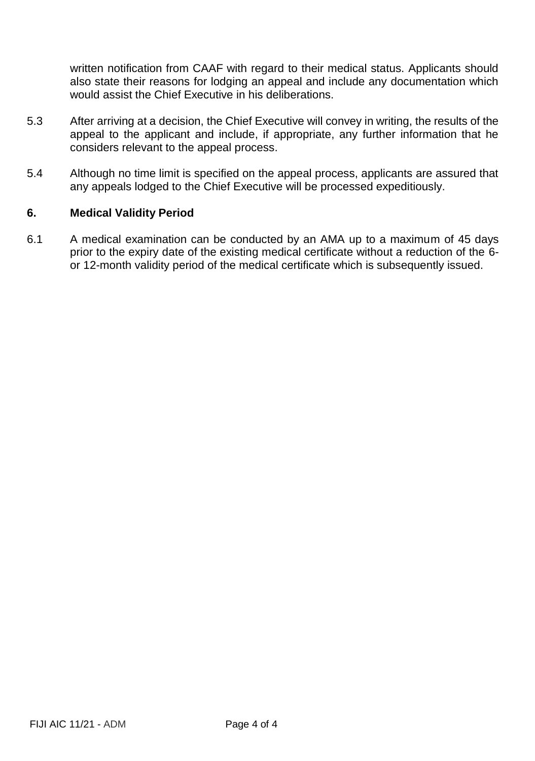written notification from CAAF with regard to their medical status. Applicants should also state their reasons for lodging an appeal and include any documentation which would assist the Chief Executive in his deliberations.

5.3 After arriving at a decision, the Chief Executive will convey in writing, the results of the appeal to the applicant and include, if appropriate, any further information that he considers relevant to the appeal process.

5.4 Although no time limit is specified on the appeal process, applicants are assured that any appeals lodged to the Chief Executive will be processed expeditiously.

## 6. Medical Validity Period

6.1 A medical examination can be conducted by an AMA up to a maximum of 45 days prior to the expiry date of the existing medical certificate without a reduction of the 6- or 12-month validity period of the medical certificate which is subsequently issued.